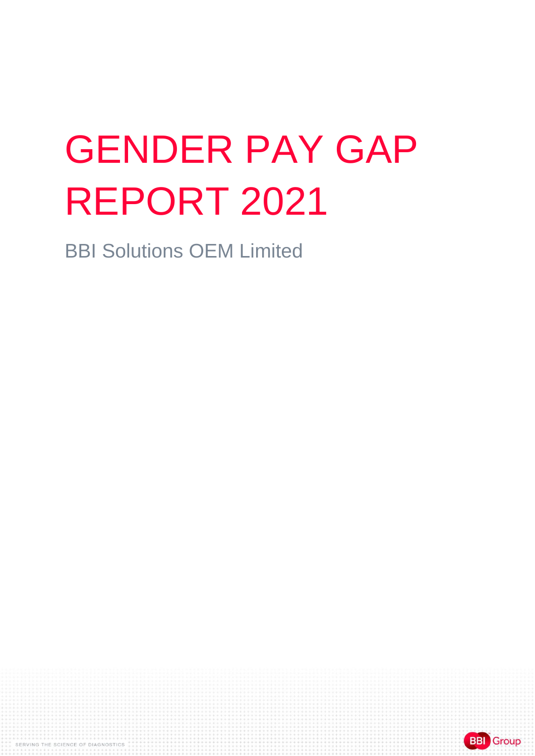# GENDER PAY GAP REPORT 2021

BBI Solutions OEM Limited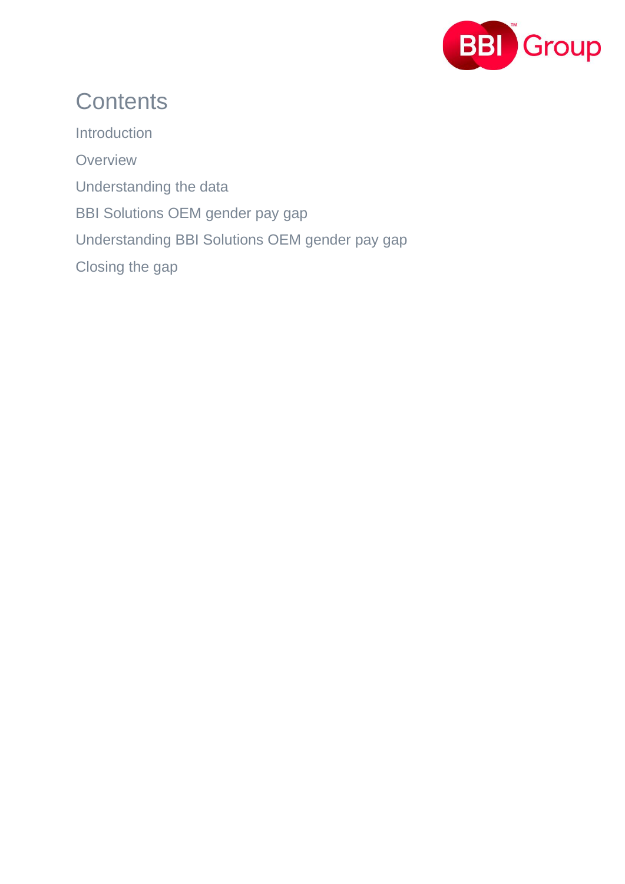# Contents

Introduction

Overview

Understanding the data

BBI Solutions OEM gender pay gap

Understanding BBI Solutions OEM gender pay gap

Closing the gap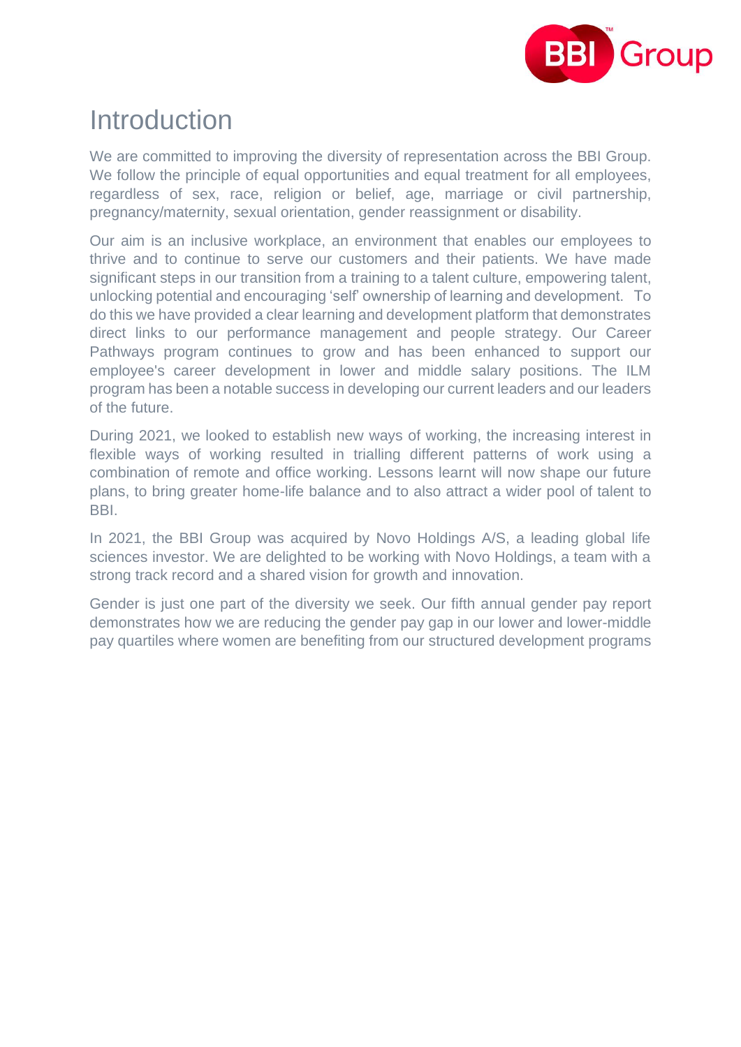# Introduction

We are committed to improving the diversity of representation across the BBI Group. We follow the principle of equal opportunities and equal treatment for all employees, regardless of sex, race, religion or belief, age, marriage or civil partnership, pregnancy/maternity, sexual orientation, gender reassignment or disability.

Our aim is an inclusive workplace, an environment that enables our employees to thrive and to continue to serve our customers and their patients. We have made significant steps in our transition from a training to a talent culture, empowering talent, unlocking potential and encouraging 'self' ownership of learning and development. To do this we have provided a clear learning and development platform that demonstrates direct links to our performance management and people strategy. Our Career Pathways program continues to grow and has been enhanced to support our employee's career development in lower and middle salary positions. The ILM program has been a notable success in developing our current leaders and our leaders of the future.

During 2021, we looked to establish new ways of working, the increasing interest in flexible ways of working resulted in trialling different patterns of work using a combination of remote and office working. Lessons learnt will now shape our future plans, to bring greater home-life balance and to also attract a wider pool of talent to BBI.

In 2021, the BBI Group was acquired by Novo Holdings A/S, a leading global life sciences investor. We are delighted to be working with Novo Holdings, a team with a strong track record and a shared vision for growth and innovation.

Gender is just one part of the diversity we seek. Our fifth annual gender pay report demonstrates how we are reducing the gender pay gap in our lower and lower-middle pay quartiles where women are benefiting from our structured development programs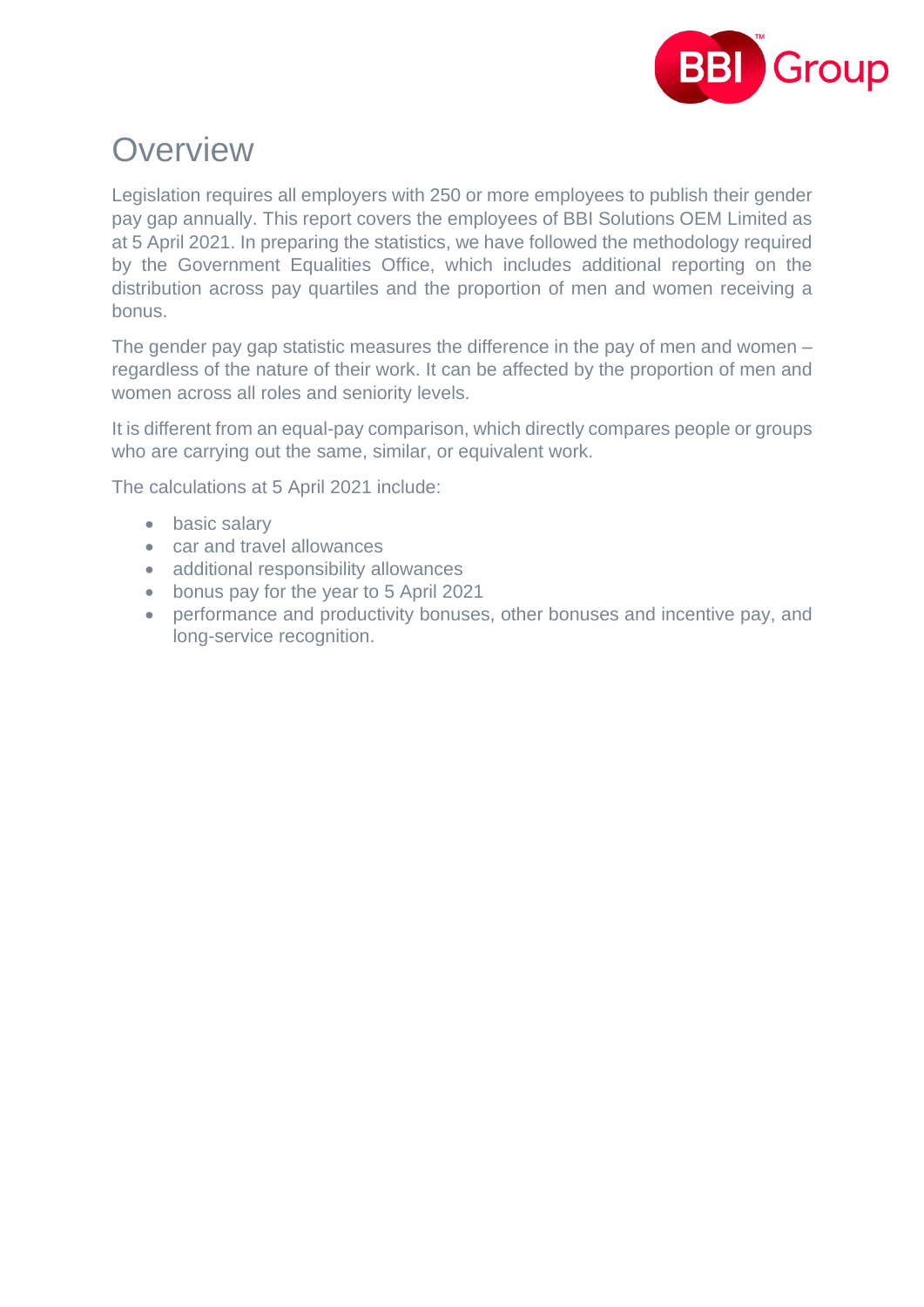# Overview

Legislation requires all employers with 250 or more employees to publish their gender pay gap annually. This report covers the employees of BBI Solutions OEM Limited as at 5 April 2021. In preparing the statistics, we have followed the methodology required by the Government Equalities Office, which includes additional reporting on the distribution across pay quartiles and the proportion of men and women receiving a bonus.

The gender pay gap statistic measures the difference in the pay of men and women – regardless of the nature of their work. It can be affected by the proportion of men and women across all roles and seniority levels.

It is different from an equal-pay comparison, which directly compares people or groups who are carrying out the same, similar, or equivalent work.

The calculations at 5 April 2021 include:

- basic salary
- car and travel allowances
- additional responsibility allowances
- bonus pay for the year to 5 April 2021
- performance and productivity bonuses, other bonuses and incentive pay, and long-service recognition.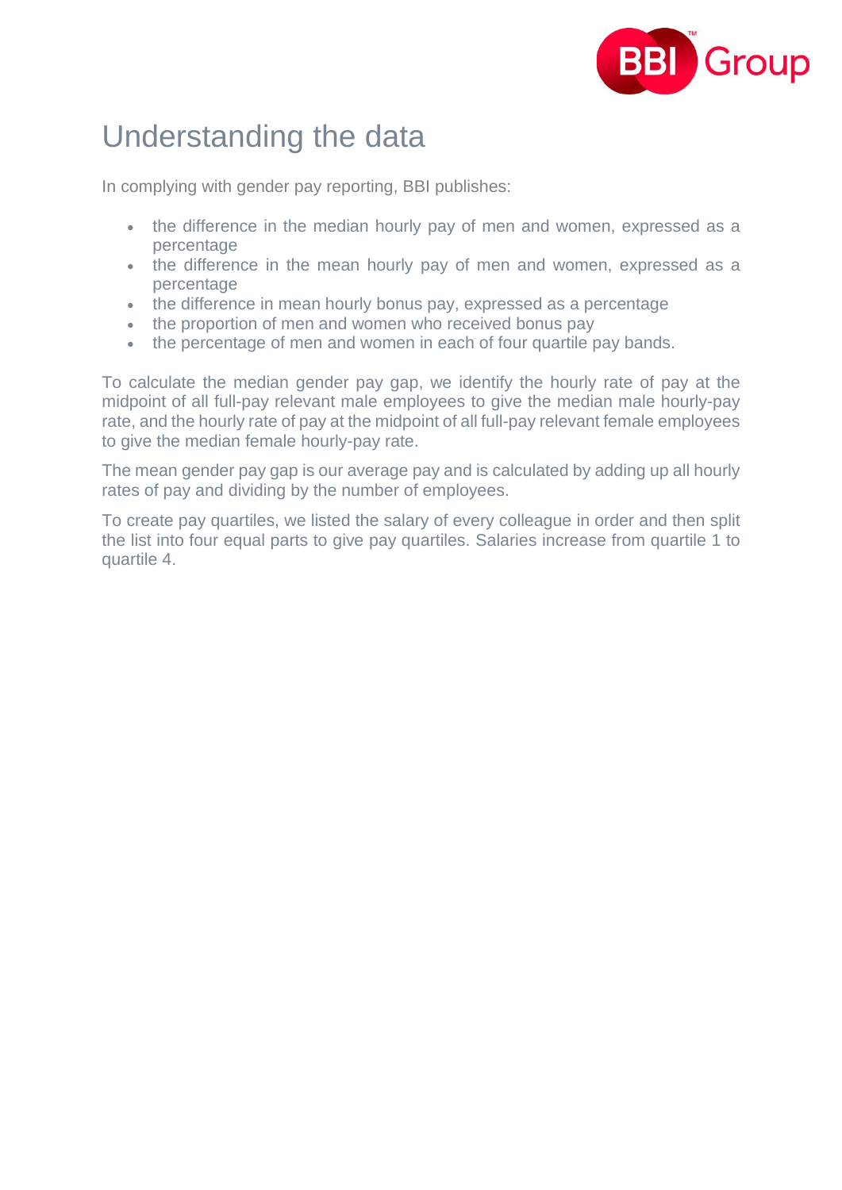# Understanding the data

In complying with gender pay reporting, BBI publishes:

- the difference in the median hourly pay of men and women, expressed as a percentage
- the difference in the mean hourly pay of men and women, expressed as a percentage
- the difference in mean hourly bonus pay, expressed as a percentage
- the proportion of men and women who received bonus pay
- the percentage of men and women in each of four quartile pay bands.

To calculate the median gender pay gap, we identify the hourly rate of pay at the midpoint of all full-pay relevant male employees to give the median male hourly-pay rate, and the hourly rate of pay at the midpoint of all full-pay relevant female employees to give the median female hourly-pay rate.

The mean gender pay gap is our average pay and is calculated by adding up all hourly rates of pay and dividing by the number of employees.

To create pay quartiles, we listed the salary of every colleague in order and then split the list into four equal parts to give pay quartiles. Salaries increase from quartile 1 to quartile 4.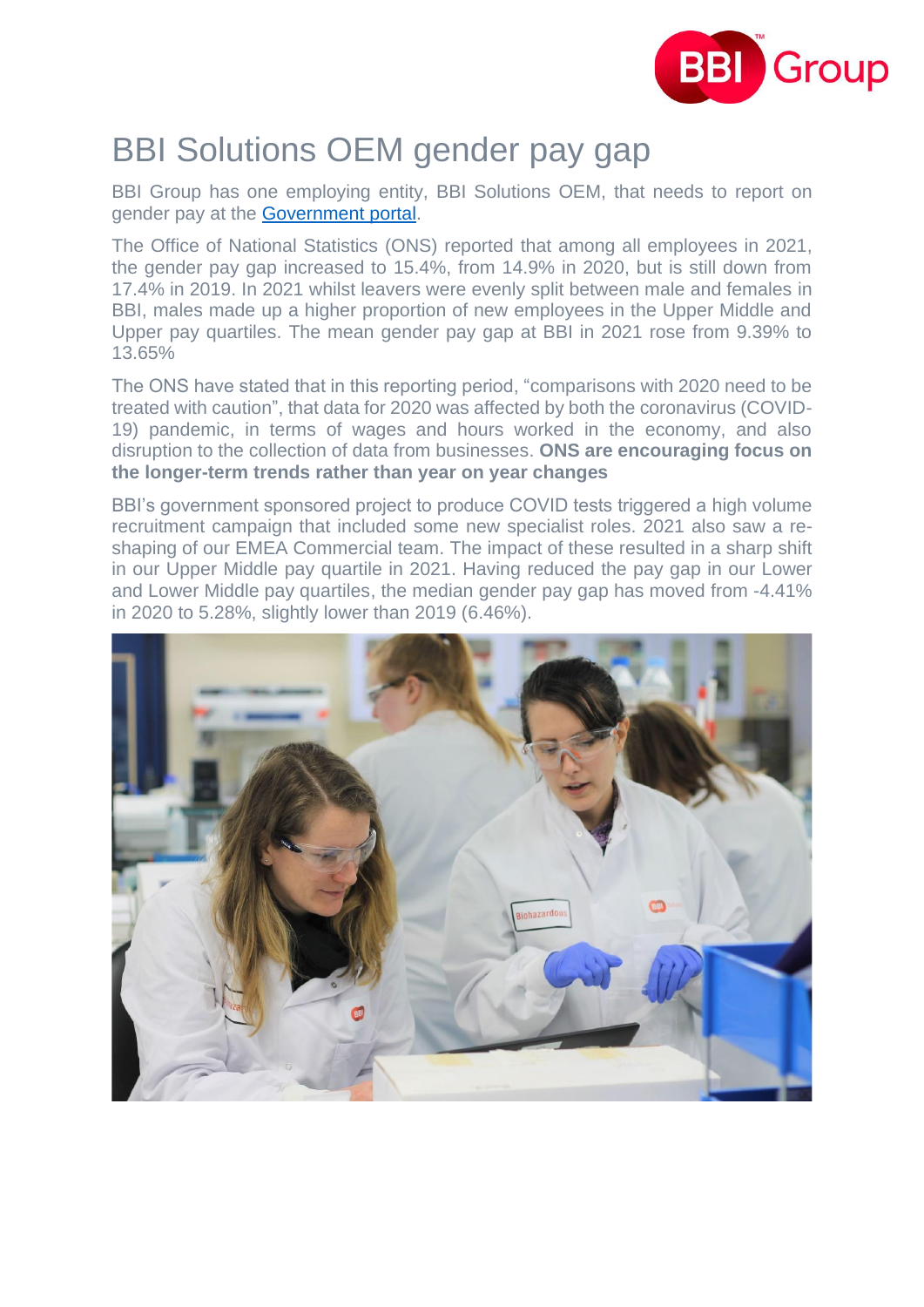# BBI Solutions OEM gender pay gap

BBI Group has one employing entity, BBI Solutions OEM, that needs to report on gender pay at the Government portal.

The Office of National Statistics (ONS) reported that among all employees in 2021, the gender pay gap increased to 15.4%, from 14.9% in 2020, but is still down from 17.4% in 2019. In 2021 whilst leavers were evenly split between male and females in BBI, males made up a higher proportion of new employees in the Upper Middle and Upper pay quartiles. The mean gender pay gap at BBI in 2021 rose from 9.39% to 13.65%

The ONS have stated that in this reporting period, "comparisons with 2020 need to be treated with caution", that data for 2020 was affected by both the coronavirus (COVID-19) pandemic, in terms of wages and hours worked in the economy, and also disruption to the collection of data from businesses. **ONS are encouraging focus on the longer-term trends rather than year on year changes**

BBI's government sponsored project to produce COVID tests triggered a high volume recruitment campaign that included some new specialist roles. 2021 also saw a re-shaping of our EMEA Commercial team. The impact of these resulted in a sharp shift in our Upper Middle pay quartile in 2021. Having reduced the pay gap in our Lower and Lower Middle pay quartiles, the median gender pay gap has moved from -4.41% in 2020 to 5.28%, slightly lower than 2019 (6.46%).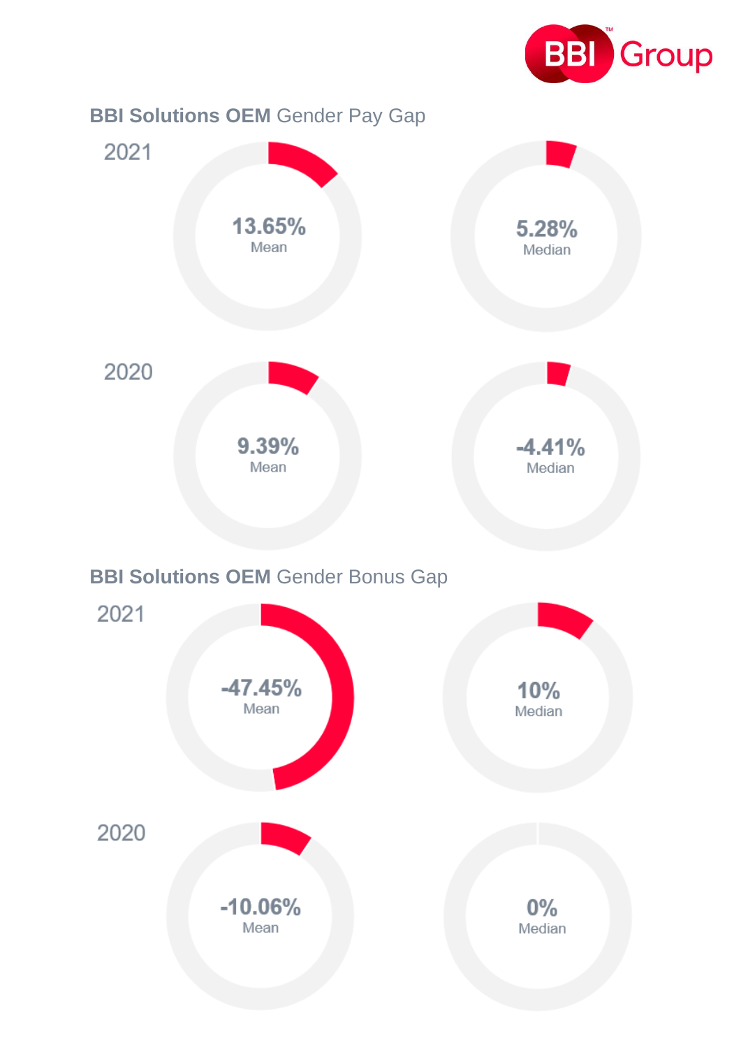## **BBI Solutions OEM** Gender Pay Gap

### 2021

13.65%
Mean

5.28%
Median

### 2020

9.39%
Mean

-4.41%
Median

## **BBI Solutions OEM** Gender Bonus Gap

### 2021

-47.45%
Mean

10%
Median

### 2020

-10.06%
Mean

0%
Median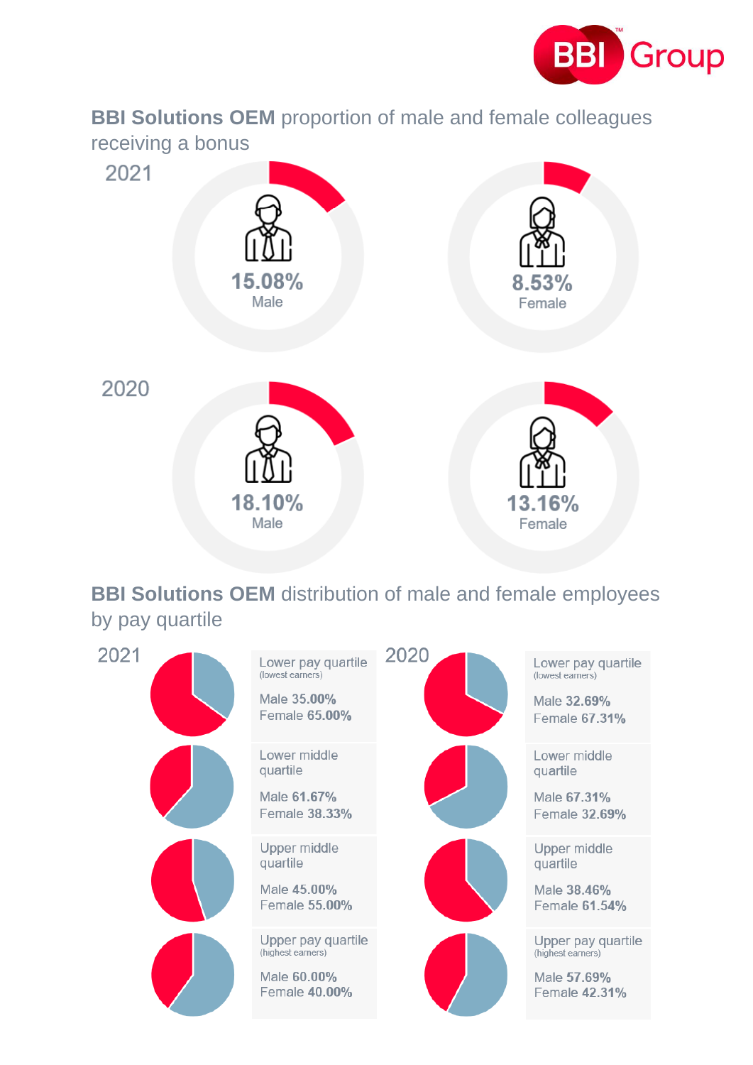## **BBI Solutions OEM** proportion of male and female colleagues receiving a bonus

**2021**

| | Male | Female |
|---|---|---|
| 2021 | 15.08% | 8.53% |
| 2020 | 18.10% | 13.16% |

## **BBI Solutions OEM** distribution of male and female employees by pay quartile

**2021**

| Quartile | Male | Female |
|---|---|---|
| Lower pay quartile (lowest earners) | 35.00% | 65.00% |
| Lower middle quartile | 61.67% | 38.33% |
| Upper middle quartile | 45.00% | 55.00% |
| Upper pay quartile (highest earners) | 60.00% | 40.00% |

**2020**

| Quartile | Male | Female |
|---|---|---|
| Lower pay quartile (lowest earners) | 32.69% | 67.31% |
| Lower middle quartile | 67.31% | 32.69% |
| Upper middle quartile | 38.46% | 61.54% |
| Upper pay quartile (highest earners) | 57.69% | 42.31% |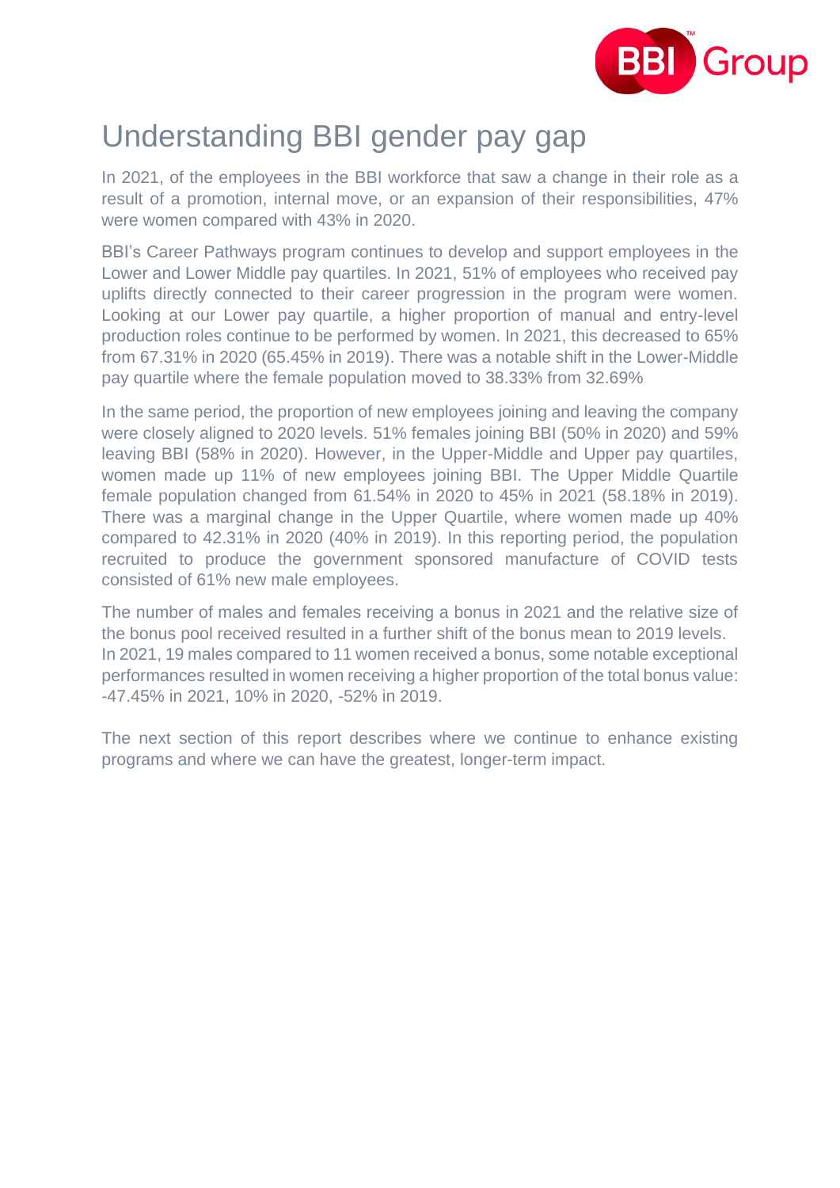# Understanding BBI gender pay gap

In 2021, of the employees in the BBI workforce that saw a change in their role as a result of a promotion, internal move, or an expansion of their responsibilities, 47% were women compared with 43% in 2020.

BBI's Career Pathways program continues to develop and support employees in the Lower and Lower Middle pay quartiles. In 2021, 51% of employees who received pay uplifts directly connected to their career progression in the program were women. Looking at our Lower pay quartile, a higher proportion of manual and entry-level production roles continue to be performed by women. In 2021, this decreased to 65% from 67.31% in 2020 (65.45% in 2019). There was a notable shift in the Lower-Middle pay quartile where the female population moved to 38.33% from 32.69%

In the same period, the proportion of new employees joining and leaving the company were closely aligned to 2020 levels. 51% females joining BBI (50% in 2020) and 59% leaving BBI (58% in 2020). However, in the Upper-Middle and Upper pay quartiles, women made up 11% of new employees joining BBI. The Upper Middle Quartile female population changed from 61.54% in 2020 to 45% in 2021 (58.18% in 2019). There was a marginal change in the Upper Quartile, where women made up 40% compared to 42.31% in 2020 (40% in 2019). In this reporting period, the population recruited to produce the government sponsored manufacture of COVID tests consisted of 61% new male employees.

The number of males and females receiving a bonus in 2021 and the relative size of the bonus pool received resulted in a further shift of the bonus mean to 2019 levels. In 2021, 19 males compared to 11 women received a bonus, some notable exceptional performances resulted in women receiving a higher proportion of the total bonus value: -47.45% in 2021, 10% in 2020, -52% in 2019.

The next section of this report describes where we continue to enhance existing programs and where we can have the greatest, longer-term impact.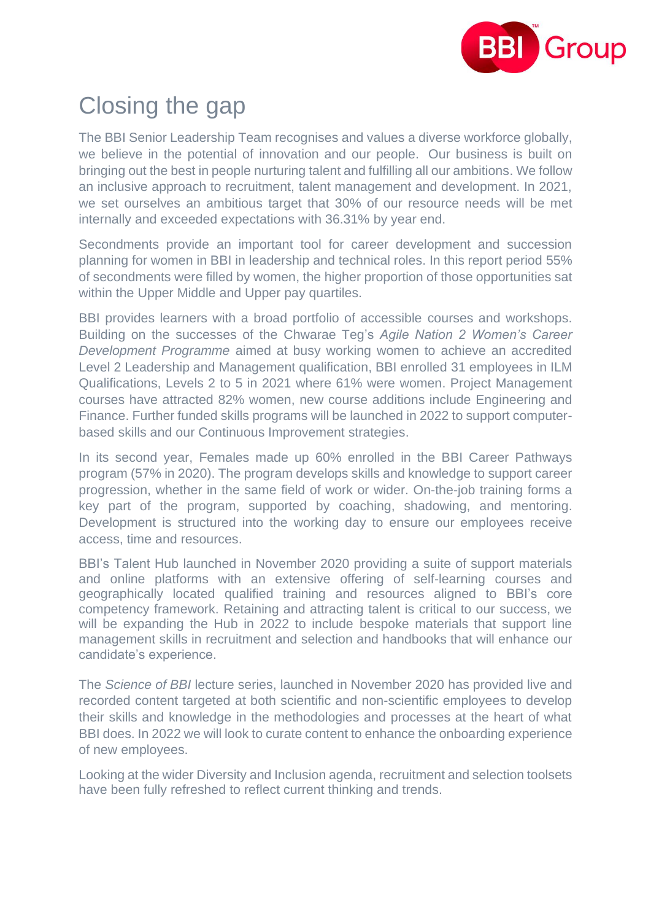# Closing the gap

The BBI Senior Leadership Team recognises and values a diverse workforce globally, we believe in the potential of innovation and our people. Our business is built on bringing out the best in people nurturing talent and fulfilling all our ambitions. We follow an inclusive approach to recruitment, talent management and development. In 2021, we set ourselves an ambitious target that 30% of our resource needs will be met internally and exceeded expectations with 36.31% by year end.

Secondments provide an important tool for career development and succession planning for women in BBI in leadership and technical roles. In this report period 55% of secondments were filled by women, the higher proportion of those opportunities sat within the Upper Middle and Upper pay quartiles.

BBI provides learners with a broad portfolio of accessible courses and workshops. Building on the successes of the Chwarae Teg's *Agile Nation 2 Women's Career Development Programme* aimed at busy working women to achieve an accredited Level 2 Leadership and Management qualification, BBI enrolled 31 employees in ILM Qualifications, Levels 2 to 5 in 2021 where 61% were women. Project Management courses have attracted 82% women, new course additions include Engineering and Finance. Further funded skills programs will be launched in 2022 to support computer-based skills and our Continuous Improvement strategies.

In its second year, Females made up 60% enrolled in the BBI Career Pathways program (57% in 2020). The program develops skills and knowledge to support career progression, whether in the same field of work or wider. On-the-job training forms a key part of the program, supported by coaching, shadowing, and mentoring. Development is structured into the working day to ensure our employees receive access, time and resources.

BBI's Talent Hub launched in November 2020 providing a suite of support materials and online platforms with an extensive offering of self-learning courses and geographically located qualified training and resources aligned to BBI's core competency framework. Retaining and attracting talent is critical to our success, we will be expanding the Hub in 2022 to include bespoke materials that support line management skills in recruitment and selection and handbooks that will enhance our candidate's experience.

The *Science of BBI* lecture series, launched in November 2020 has provided live and recorded content targeted at both scientific and non-scientific employees to develop their skills and knowledge in the methodologies and processes at the heart of what BBI does. In 2022 we will look to curate content to enhance the onboarding experience of new employees.

Looking at the wider Diversity and Inclusion agenda, recruitment and selection toolsets have been fully refreshed to reflect current thinking and trends.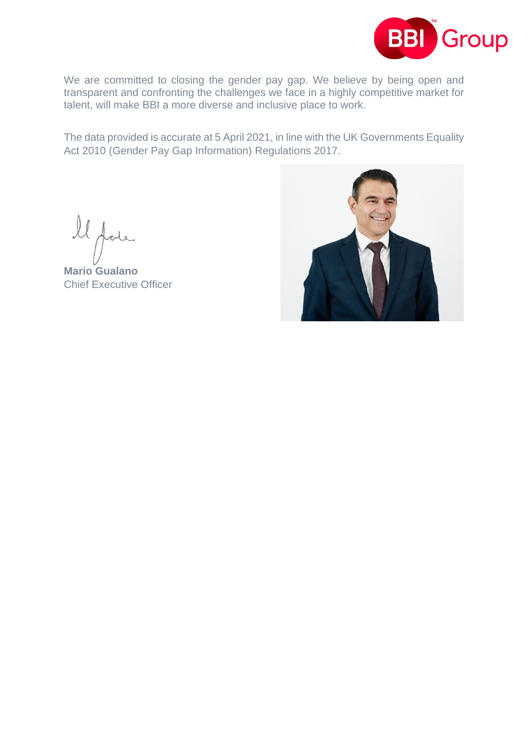We are committed to closing the gender pay gap. We believe by being open and transparent and confronting the challenges we face in a highly competitive market for talent, will make BBI a more diverse and inclusive place to work.

The data provided is accurate at 5 April 2021, in line with the UK Governments Equality Act 2010 (Gender Pay Gap Information) Regulations 2017.

**Mario Gualano**
Chief Executive Officer